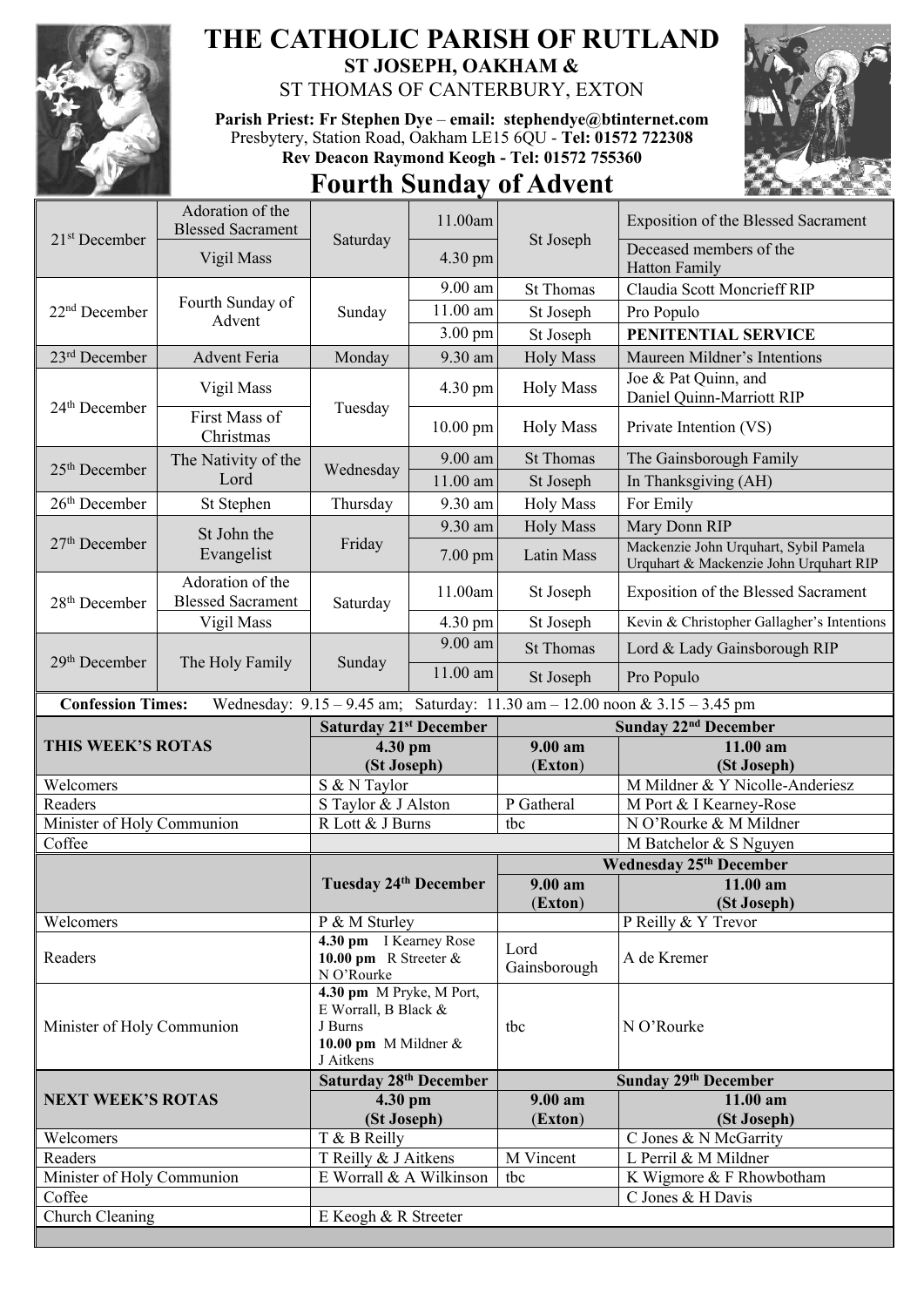# THE CATHOLIC PARISH OF RUTLAND

## ST JOSEPH, OAKHAM &
ST THOMAS OF CANTERBURY, EXTON

**Parish Priest: Fr Stephen Dye** – **email: stephendye@btinternet.com**
Presbytery, Station Road, Oakham LE15 6QU - **Tel: 01572 722308**
**Rev Deacon Raymond Keogh - Tel: 01572 755360**

# Fourth Sunday of Advent

| Date | Celebration | Day | Time | Place | Intention |
|---|---|---|---|---|---|
| 21st December | Adoration of the Blessed Sacrament | Saturday | 11.00am | St Joseph | Exposition of the Blessed Sacrament |
| | Vigil Mass | | 4.30 pm | | Deceased members of the Hatton Family |
| 22nd December | Fourth Sunday of Advent | Sunday | 9.00 am | St Thomas | Claudia Scott Moncrieff RIP |
| | | | 11.00 am | St Joseph | Pro Populo |
| | | | 3.00 pm | St Joseph | **PENITENTIAL SERVICE** |
| 23rd December | Advent Feria | Monday | 9.30 am | Holy Mass | Maureen Mildner's Intentions |
| 24th December | Vigil Mass | Tuesday | 4.30 pm | Holy Mass | Joe & Pat Quinn, and Daniel Quinn-Marriott RIP |
| | First Mass of Christmas | | 10.00 pm | Holy Mass | Private Intention (VS) |
| 25th December | The Nativity of the Lord | Wednesday | 9.00 am | St Thomas | The Gainsborough Family |
| | | | 11.00 am | St Joseph | In Thanksgiving (AH) |
| 26th December | St Stephen | Thursday | 9.30 am | Holy Mass | For Emily |
| 27th December | St John the Evangelist | Friday | 9.30 am | Holy Mass | Mary Donn RIP |
| | | | 7.00 pm | Latin Mass | Mackenzie John Urquhart, Sybil Pamela Urquhart & Mackenzie John Urquhart RIP |
| 28th December | Adoration of the Blessed Sacrament | Saturday | 11.00am | St Joseph | Exposition of the Blessed Sacrament |
| | Vigil Mass | | 4.30 pm | St Joseph | Kevin & Christopher Gallagher's Intentions |
| 29th December | The Holy Family | Sunday | 9.00 am | St Thomas | Lord & Lady Gainsborough RIP |
| | | | 11.00 am | St Joseph | Pro Populo |

**Confession Times:** Wednesday: 9.15 – 9.45 am; Saturday: 11.30 am – 12.00 noon & 3.15 – 3.45 pm

| **THIS WEEK'S ROTAS** | **Saturday 21st December** 4.30 pm (St Joseph) | **Sunday 22nd December** 9.00 am (Exton) | **Sunday 22nd December** 11.00 am (St Joseph) |
|---|---|---|---|
| Welcomers | S & N Taylor | | M Mildner & Y Nicolle-Anderiesz |
| Readers | S Taylor & J Alston | P Gatheral | M Port & I Kearney-Rose |
| Minister of Holy Communion | R Lott & J Burns | tbc | N O'Rourke & M Mildner |
| Coffee | | | M Batchelor & S Nguyen |

| | **Tuesday 24th December** | **Wednesday 25th December** 9.00 am (Exton) | **Wednesday 25th December** 11.00 am (St Joseph) |
|---|---|---|---|
| Welcomers | P & M Sturley | | P Reilly & Y Trevor |
| Readers | 4.30 pm I Kearney Rose; 10.00 pm R Streeter & N O'Rourke | Lord Gainsborough | A de Kremer |
| Minister of Holy Communion | 4.30 pm M Pryke, M Port, E Worrall, B Black & J Burns; 10.00 pm M Mildner & J Aitkens | tbc | N O'Rourke |

| **NEXT WEEK'S ROTAS** | **Saturday 28th December** 4.30 pm (St Joseph) | **Sunday 29th December** 9.00 am (Exton) | **Sunday 29th December** 11.00 am (St Joseph) |
|---|---|---|---|
| Welcomers | T & B Reilly | | C Jones & N McGarrity |
| Readers | T Reilly & J Aitkens | M Vincent | L Perril & M Mildner |
| Minister of Holy Communion | E Worrall & A Wilkinson | tbc | K Wigmore & F Rhowbotham |
| Coffee | | | C Jones & H Davis |
| Church Cleaning | E Keogh & R Streeter | | |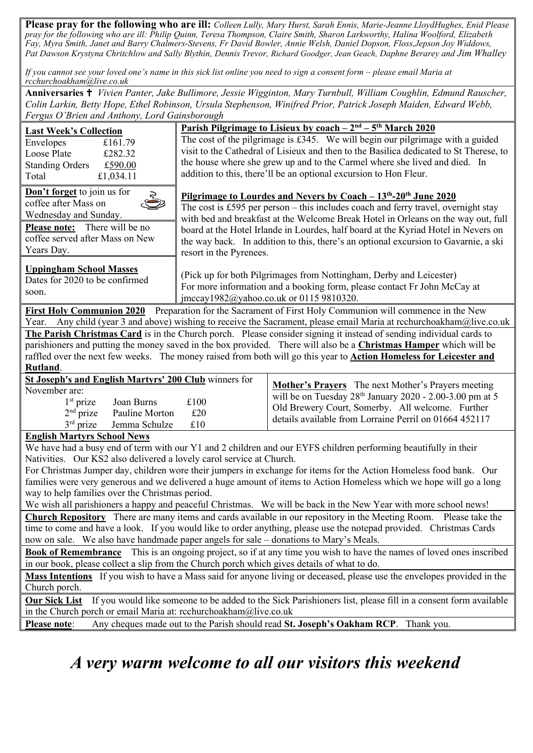**Please pray for the following who are ill:** *Colleen Lully, Mary Hurst, Sarah Ennis, Marie-Jeanne LloydHughes, Enid Please pray for the following who are ill: Philip Quinn, Teresa Thompson, Claire Smith, Sharon Larkworthy, Halina Woolford, Elizabeth Fay, Myra Smith, Janet and Barry Chalmers-Stevens, Fr David Bowler, Annie Welsh, Daniel Dopson, Floss,Jepson Joy Widdows, Pat Dawson Krystyna Chritchlow and Sally Blythin, Dennis Trevor, Richard Goodger, Jean Geach, Daphne Berarey and Jim Whalley*

*If you cannot see your loved one's name in this sick list online you need to sign a consent form – please email Maria at rcchurchoakham@live.co.uk*

**Anniversaries ✝** *Vivien Panter, Jake Bullimore, Jessie Wigginton, Mary Turnbull, William Coughlin, Edmund Rauscher, Colin Larkin, Betty Hope, Ethel Robinson, Ursula Stephenson, Winifred Prior, Patrick Joseph Maiden, Edward Webb, Fergus O'Brien and Anthony, Lord Gainsborough*

**Last Week's Collection**

| | |
|---|---|
| Envelopes | £161.79 |
| Loose Plate | £282.32 |
| Standing Orders | £590.00 |
| Total | £1,034.11 |

**Don't forget** to join us for coffee after Mass on Wednesday and Sunday.

**Please note:** There will be no coffee served after Mass on New Years Day.

**Uppingham School Masses**
Dates for 2020 to be confirmed soon.

**Parish Pilgrimage to Lisieux by coach – 2nd – 5th March 2020**
The cost of the pilgrimage is £345. We will begin our pilgrimage with a guided visit to the Cathedral of Lisieux and then to the Basilica dedicated to St Therese, to the house where she grew up and to the Carmel where she lived and died. In addition to this, there'll be an optional excursion to Hon Fleur.

**Pilgrimage to Lourdes and Nevers by Coach – 13th-20th June 2020**
The cost is £595 per person – this includes coach and ferry travel, overnight stay with bed and breakfast at the Welcome Break Hotel in Orleans on the way out, full board at the Hotel Irlande in Lourdes, half board at the Kyriad Hotel in Nevers on the way back. In addition to this, there's an optional excursion to Gavarnie, a ski resort in the Pyrenees.

(Pick up for both Pilgrimages from Nottingham, Derby and Leicester)
For more information and a booking form, please contact Fr John McCay at jmccay1982@yahoo.co.uk or 0115 9810320.

**First Holy Communion 2020** Preparation for the Sacrament of First Holy Communion will commence in the New Year. Any child (year 3 and above) wishing to receive the Sacrament, please email Maria at rcchurchoakham@live.co.uk

**The Parish Christmas Card** is in the Church porch. Please consider signing it instead of sending individual cards to parishioners and putting the money saved in the box provided. There will also be a **Christmas Hamper** which will be raffled over the next few weeks. The money raised from both will go this year to **Action Homeless for Leicester and Rutland**.

**St Joseph's and English Martyrs' 200 Club** winners for November are:

| | | |
|---|---|---|
| 1st prize | Joan Burns | £100 |
| 2nd prize | Pauline Morton | £20 |
| 3rd prize | Jemma Schulze | £10 |

**Mother's Prayers** The next Mother's Prayers meeting will be on Tuesday 28th January 2020 - 2.00-3.00 pm at 5 Old Brewery Court, Somerby. All welcome. Further details available from Lorraine Perril on 01664 452117

**English Martyrs School News**
We have had a busy end of term with our Y1 and 2 children and our EYFS children performing beautifully in their Nativities. Our KS2 also delivered a lovely carol service at Church.
For Christmas Jumper day, children wore their jumpers in exchange for items for the Action Homeless food bank. Our families were very generous and we delivered a huge amount of items to Action Homeless which we hope will go a long way to help families over the Christmas period.
We wish all parishioners a happy and peaceful Christmas. We will be back in the New Year with more school news!

**Church Repository** There are many items and cards available in our repository in the Meeting Room. Please take the time to come and have a look. If you would like to order anything, please use the notepad provided. Christmas Cards now on sale. We also have handmade paper angels for sale – donations to Mary's Meals.

**Book of Remembrance** This is an ongoing project, so if at any time you wish to have the names of loved ones inscribed in our book, please collect a slip from the Church porch which gives details of what to do.

**Mass Intentions** If you wish to have a Mass said for anyone living or deceased, please use the envelopes provided in the Church porch.

**Our Sick List** If you would like someone to be added to the Sick Parishioners list, please fill in a consent form available in the Church porch or email Maria at: rcchurchoakham@live.co.uk

**Please note**: Any cheques made out to the Parish should read **St. Joseph's Oakham RCP**. Thank you.

# *A very warm welcome to all our visitors this weekend*